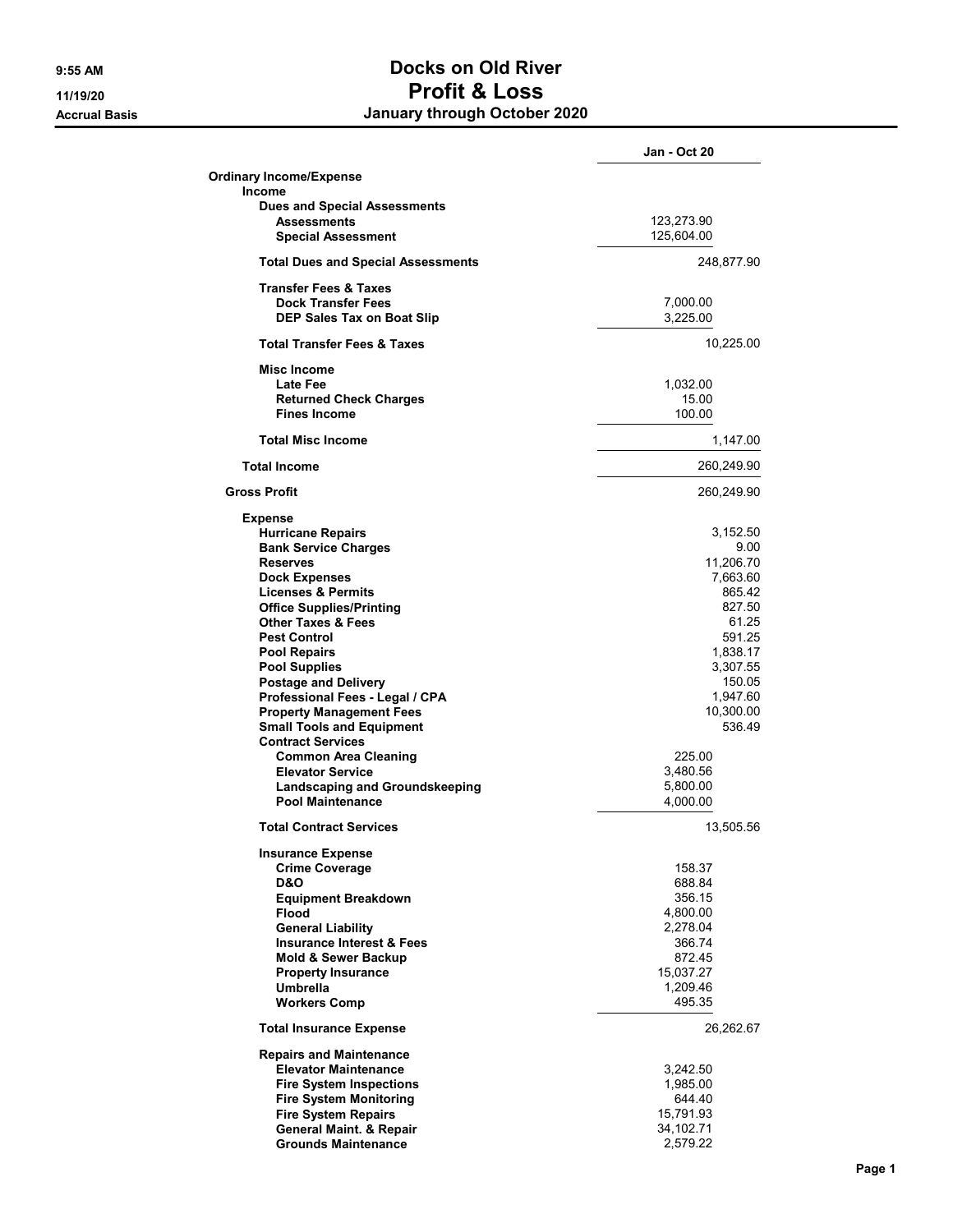9:55 AM
11/19/20
Accrual Basis

# Docks on Old River
## Profit & Loss
### January through October 2020

| | | Jan - Oct 20 |
|---|---|---|
| **Ordinary Income/Expense** | | |
| **Income** | | |
| **Dues and Special Assessments** | | |
| **Assessments** | 123,273.90 | |
| **Special Assessment** | 125,604.00 | |
| **Total Dues and Special Assessments** | | 248,877.90 |
| **Transfer Fees & Taxes** | | |
| **Dock Transfer Fees** | 7,000.00 | |
| **DEP Sales Tax on Boat Slip** | 3,225.00 | |
| **Total Transfer Fees & Taxes** | | 10,225.00 |
| **Misc Income** | | |
| **Late Fee** | 1,032.00 | |
| **Returned Check Charges** | 15.00 | |
| **Fines Income** | 100.00 | |
| **Total Misc Income** | | 1,147.00 |
| **Total Income** | | 260,249.90 |
| **Gross Profit** | | 260,249.90 |
| **Expense** | | |
| **Hurricane Repairs** | | 3,152.50 |
| **Bank Service Charges** | | 9.00 |
| **Reserves** | | 11,206.70 |
| **Dock Expenses** | | 7,663.60 |
| **Licenses & Permits** | | 865.42 |
| **Office Supplies/Printing** | | 827.50 |
| **Other Taxes & Fees** | | 61.25 |
| **Pest Control** | | 591.25 |
| **Pool Repairs** | | 1,838.17 |
| **Pool Supplies** | | 3,307.55 |
| **Postage and Delivery** | | 150.05 |
| **Professional Fees - Legal / CPA** | | 1,947.60 |
| **Property Management Fees** | | 10,300.00 |
| **Small Tools and Equipment** | | 536.49 |
| **Contract Services** | | |
| **Common Area Cleaning** | 225.00 | |
| **Elevator Service** | 3,480.56 | |
| **Landscaping and Groundskeeping** | 5,800.00 | |
| **Pool Maintenance** | 4,000.00 | |
| **Total Contract Services** | | 13,505.56 |
| **Insurance Expense** | | |
| **Crime Coverage** | 158.37 | |
| **D&O** | 688.84 | |
| **Equipment Breakdown** | 356.15 | |
| **Flood** | 4,800.00 | |
| **General Liability** | 2,278.04 | |
| **Insurance Interest & Fees** | 366.74 | |
| **Mold & Sewer Backup** | 872.45 | |
| **Property Insurance** | 15,037.27 | |
| **Umbrella** | 1,209.46 | |
| **Workers Comp** | 495.35 | |
| **Total Insurance Expense** | | 26,262.67 |
| **Repairs and Maintenance** | | |
| **Elevator Maintenance** | 3,242.50 | |
| **Fire System Inspections** | 1,985.00 | |
| **Fire System Monitoring** | 644.40 | |
| **Fire System Repairs** | 15,791.93 | |
| **General Maint. & Repair** | 34,102.71 | |
| **Grounds Maintenance** | 2,579.22 | |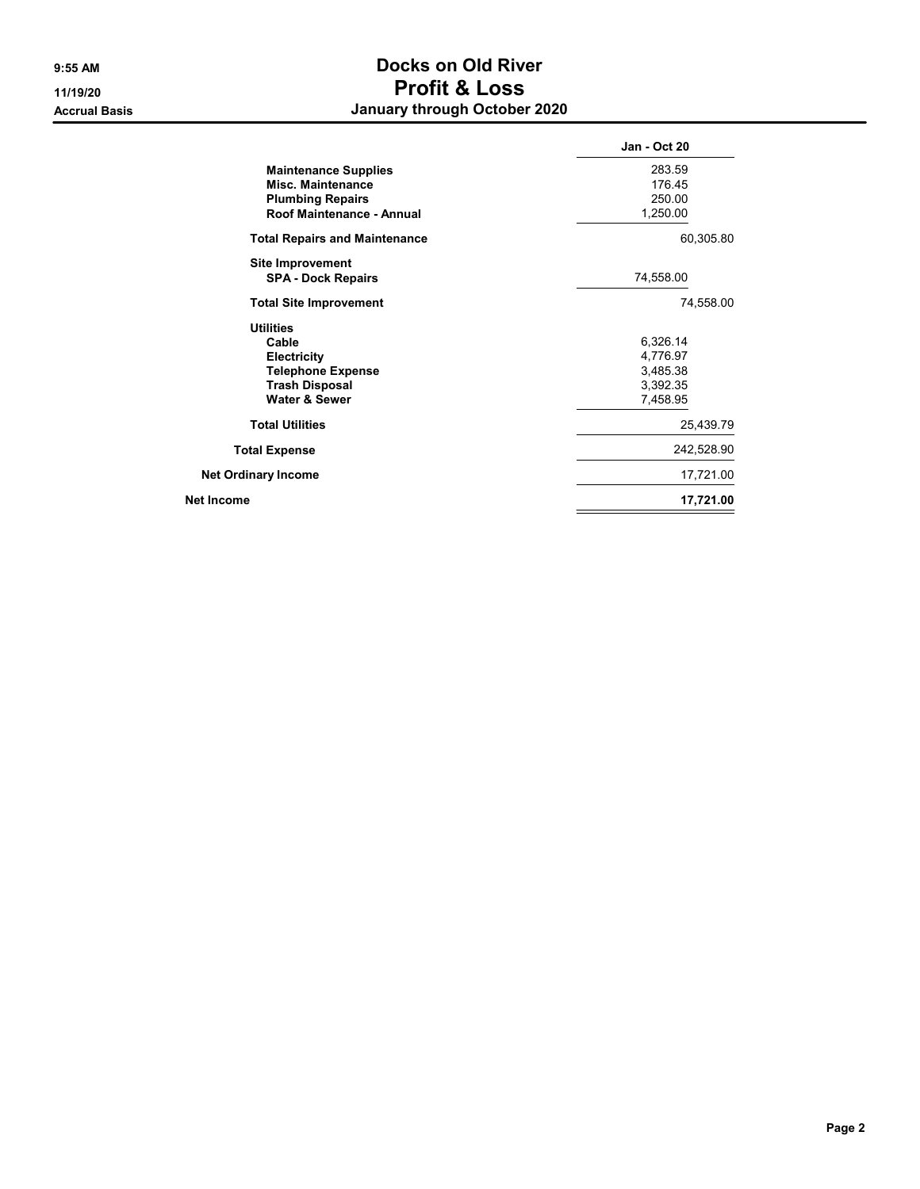# Docks on Old River

## Profit & Loss

### January through October 2020

9:55 AM

11/19/20

Accrual Basis

| | | Jan - Oct 20 |
|---|---|---|
| Maintenance Supplies | 283.59 | |
| Misc. Maintenance | 176.45 | |
| Plumbing Repairs | 250.00 | |
| Roof Maintenance - Annual | 1,250.00 | |
| **Total Repairs and Maintenance** | | 60,305.80 |
| **Site Improvement** | | |
| SPA - Dock Repairs | 74,558.00 | |
| **Total Site Improvement** | | 74,558.00 |
| **Utilities** | | |
| Cable | 6,326.14 | |
| Electricity | 4,776.97 | |
| Telephone Expense | 3,485.38 | |
| Trash Disposal | 3,392.35 | |
| Water & Sewer | 7,458.95 | |
| **Total Utilities** | | 25,439.79 |
| **Total Expense** | | 242,528.90 |
| **Net Ordinary Income** | | 17,721.00 |
| **Net Income** | | **17,721.00** |